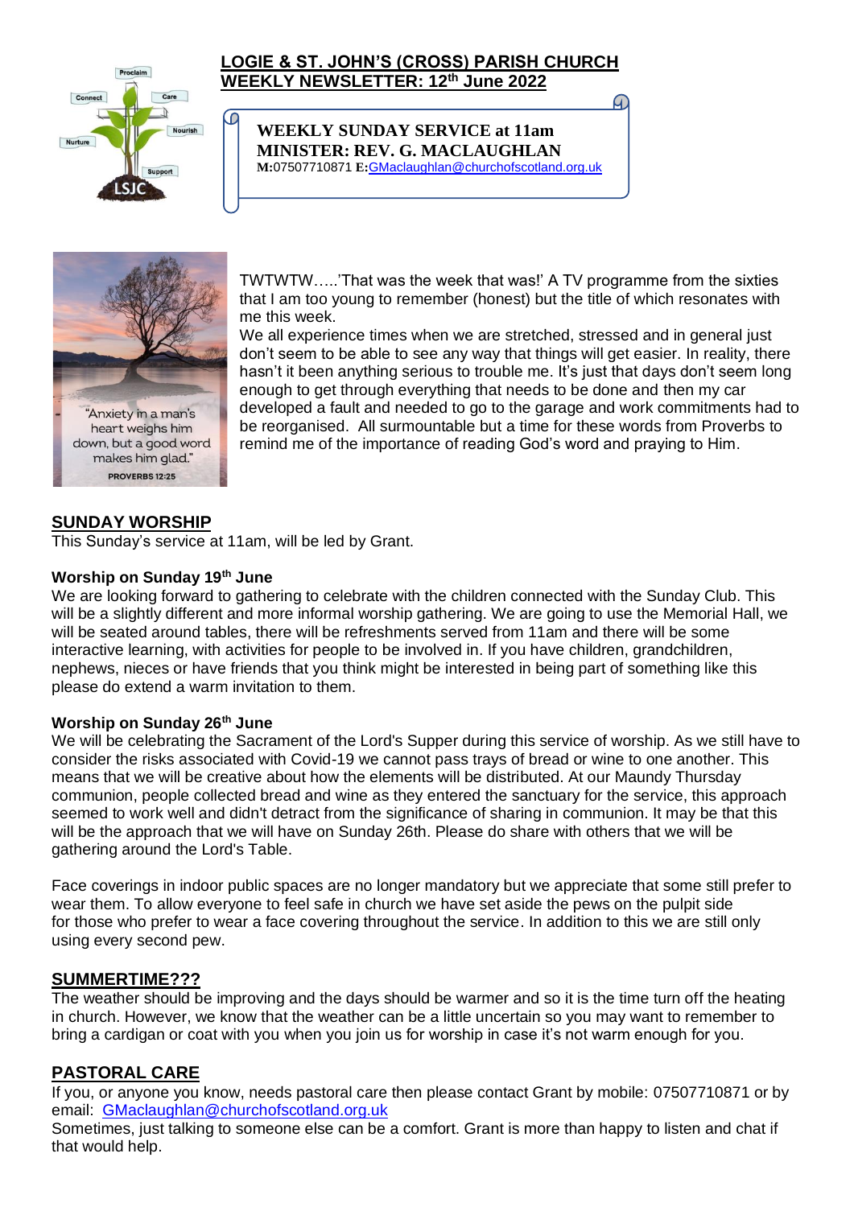# LOGIE & ST. JOHN'S (CROSS) PARISH CHURCH
## WEEKLY NEWSLETTER: 12th June 2022

**WEEKLY SUNDAY SERVICE at 11am**
**MINISTER: REV. G. MACLAUGHLAN**
**M:**07507710871 **E:**GMaclaughlan@churchofscotland.org.uk

"Anxiety in a man's heart weighs him down, but a good word makes him glad."
**PROVERBS 12:25**

TWTWTW…..'That was the week that was!' A TV programme from the sixties that I am too young to remember (honest) but the title of which resonates with me this week.

We all experience times when we are stretched, stressed and in general just don't seem to be able to see any way that things will get easier. In reality, there hasn't it been anything serious to trouble me. It's just that days don't seem long enough to get through everything that needs to be done and then my car developed a fault and needed to go to the garage and work commitments had to be reorganised. All surmountable but a time for these words from Proverbs to remind me of the importance of reading God's word and praying to Him.

## SUNDAY WORSHIP

This Sunday's service at 11am, will be led by Grant.

### Worship on Sunday 19th June

We are looking forward to gathering to celebrate with the children connected with the Sunday Club. This will be a slightly different and more informal worship gathering. We are going to use the Memorial Hall, we will be seated around tables, there will be refreshments served from 11am and there will be some interactive learning, with activities for people to be involved in. If you have children, grandchildren, nephews, nieces or have friends that you think might be interested in being part of something like this please do extend a warm invitation to them.

### Worship on Sunday 26th June

We will be celebrating the Sacrament of the Lord's Supper during this service of worship. As we still have to consider the risks associated with Covid-19 we cannot pass trays of bread or wine to one another. This means that we will be creative about how the elements will be distributed. At our Maundy Thursday communion, people collected bread and wine as they entered the sanctuary for the service, this approach seemed to work well and didn't detract from the significance of sharing in communion. It may be that this will be the approach that we will have on Sunday 26th. Please do share with others that we will be gathering around the Lord's Table.

Face coverings in indoor public spaces are no longer mandatory but we appreciate that some still prefer to wear them. To allow everyone to feel safe in church we have set aside the pews on the pulpit side for those who prefer to wear a face covering throughout the service. In addition to this we are still only using every second pew.

## SUMMERTIME???

The weather should be improving and the days should be warmer and so it is the time turn off the heating in church. However, we know that the weather can be a little uncertain so you may want to remember to bring a cardigan or coat with you when you join us for worship in case it's not warm enough for you.

## PASTORAL CARE

If you, or anyone you know, needs pastoral care then please contact Grant by mobile: 07507710871 or by email: GMaclaughlan@churchofscotland.org.uk

Sometimes, just talking to someone else can be a comfort. Grant is more than happy to listen and chat if that would help.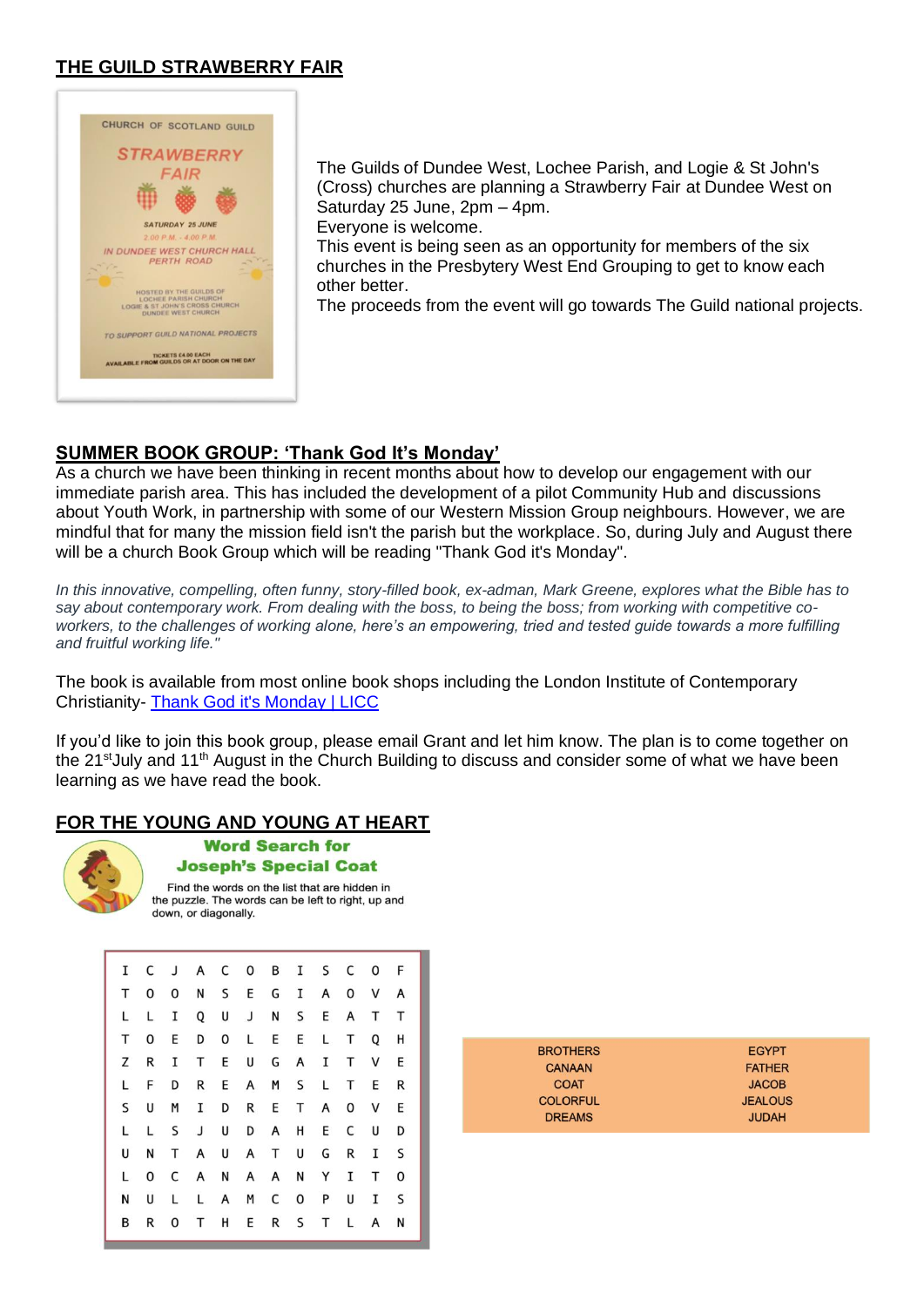## THE GUILD STRAWBERRY FAIR

The Guilds of Dundee West, Lochee Parish, and Logie & St John's (Cross) churches are planning a Strawberry Fair at Dundee West on Saturday 25 June, 2pm – 4pm.
Everyone is welcome.
This event is being seen as an opportunity for members of the six churches in the Presbytery West End Grouping to get to know each other better.
The proceeds from the event will go towards The Guild national projects.

## SUMMER BOOK GROUP: 'Thank God It's Monday'

As a church we have been thinking in recent months about how to develop our engagement with our immediate parish area. This has included the development of a pilot Community Hub and discussions about Youth Work, in partnership with some of our Western Mission Group neighbours. However, we are mindful that for many the mission field isn't the parish but the workplace. So, during July and August there will be a church Book Group which will be reading "Thank God it's Monday".

*In this innovative, compelling, often funny, story-filled book, ex-adman, Mark Greene, explores what the Bible has to say about contemporary work. From dealing with the boss, to being the boss; from working with competitive co-workers, to the challenges of working alone, here's an empowering, tried and tested guide towards a more fulfilling and fruitful working life."*

The book is available from most online book shops including the London Institute of Contemporary Christianity- [Thank God it's Monday | LICC](Thank God it's Monday | LICC)

If you'd like to join this book group, please email Grant and let him know. The plan is to come together on the 21st July and 11th August in the Church Building to discuss and consider some of what we have been learning as we have read the book.

## FOR THE YOUNG AND YOUNG AT HEART

**Word Search for Joseph's Special Coat**

Find the words on the list that are hidden in the puzzle. The words can be left to right, up and down, or diagonally.

| | | | | | | | | | | | |
|---|---|---|---|---|---|---|---|---|---|---|---|
| I | C | J | A | C | O | B | I | S | C | O | F |
| T | O | O | N | S | E | G | I | A | O | V | A |
| L | L | I | Q | U | J | N | S | E | A | T | T |
| T | O | E | D | O | L | E | E | L | T | Q | H |
| Z | R | I | T | E | U | G | A | I | T | V | E |
| L | F | D | R | E | A | M | S | L | T | E | R |
| S | U | M | I | D | R | E | T | A | O | V | E |
| L | L | S | J | U | D | A | H | E | C | U | D |
| U | N | T | A | U | A | T | U | G | R | I | S |
| L | O | C | A | N | A | A | N | Y | I | T | O |
| N | U | L | L | A | M | C | O | P | U | I | S |
| B | R | O | T | H | E | R | S | T | L | A | N |

| | |
|---|---|
| BROTHERS | EGYPT |
| CANAAN | FATHER |
| COAT | JACOB |
| COLORFUL | JEALOUS |
| DREAMS | JUDAH |